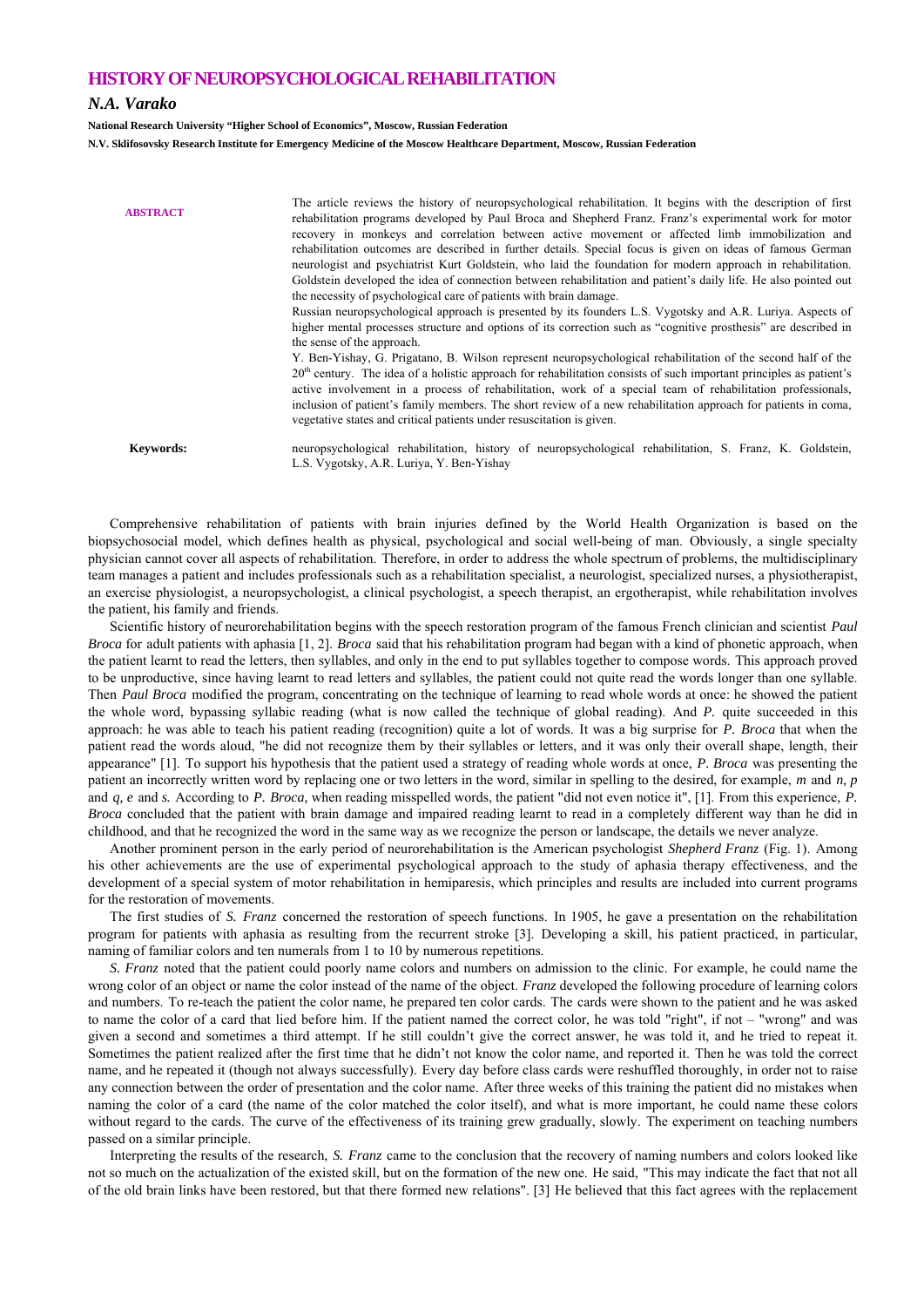# HISTORY OF NEUROPSYCHOLOGICAL REHABILITATION

*N.A. Varako*

**National Research University "Higher School of Economics", Moscow, Russian Federation**

**N.V. Sklifosovsky Research Institute for Emergency Medicine of the Moscow Healthcare Department, Moscow, Russian Federation**

**ABSTRACT**

The article reviews the history of neuropsychological rehabilitation. It begins with the description of first rehabilitation programs developed by Paul Broca and Shepherd Franz. Franz's experimental work for motor recovery in monkeys and correlation between active movement or affected limb immobilization and rehabilitation outcomes are described in further details. Special focus is given on ideas of famous German neurologist and psychiatrist Kurt Goldstein, who laid the foundation for modern approach in rehabilitation. Goldstein developed the idea of connection between rehabilitation and patient's daily life. He also pointed out the necessity of psychological care of patients with brain damage.

Russian neuropsychological approach is presented by its founders L.S. Vygotsky and A.R. Luriya. Aspects of higher mental processes structure and options of its correction such as "cognitive prosthesis" are described in the sense of the approach.

Y. Ben-Yishay, G. Prigatano, B. Wilson represent neuropsychological rehabilitation of the second half of the 20th century. The idea of a holistic approach for rehabilitation consists of such important principles as patient's active involvement in a process of rehabilitation, work of a special team of rehabilitation professionals, inclusion of patient's family members. The short review of a new rehabilitation approach for patients in coma, vegetative states and critical patients under resuscitation is given.

**Keywords:** neuropsychological rehabilitation, history of neuropsychological rehabilitation, S. Franz, K. Goldstein, L.S. Vygotsky, A.R. Luriya, Y. Ben-Yishay

Comprehensive rehabilitation of patients with brain injuries defined by the World Health Organization is based on the biopsychosocial model, which defines health as physical, psychological and social well-being of man. Obviously, a single specialty physician cannot cover all aspects of rehabilitation. Therefore, in order to address the whole spectrum of problems, the multidisciplinary team manages a patient and includes professionals such as a rehabilitation specialist, a neurologist, specialized nurses, a physiotherapist, an exercise physiologist, a neuropsychologist, a clinical psychologist, a speech therapist, an ergotherapist, while rehabilitation involves the patient, his family and friends.

Scientific history of neurorehabilitation begins with the speech restoration program of the famous French clinician and scientist *Paul Broca* for adult patients with aphasia [1, 2]. *Broca* said that his rehabilitation program had began with a kind of phonetic approach, when the patient learnt to read the letters, then syllables, and only in the end to put syllables together to compose words. This approach proved to be unproductive, since having learnt to read letters and syllables, the patient could not quite read the words longer than one syllable. Then *Paul Broca* modified the program, concentrating on the technique of learning to read whole words at once: he showed the patient the whole word, bypassing syllabic reading (what is now called the technique of global reading). And *P.* quite succeeded in this approach: he was able to teach his patient reading (recognition) quite a lot of words. It was a big surprise for *P. Broca* that when the patient read the words aloud, "he did not recognize them by their syllables or letters, and it was only their overall shape, length, their appearance" [1]. To support his hypothesis that the patient used a strategy of reading whole words at once, *P. Broca* was presenting the patient an incorrectly written word by replacing one or two letters in the word, similar in spelling to the desired, for example, *m* and *n, p* and *q, e* and *s.* According to *P. Broca,* when reading misspelled words, the patient "did not even notice it", [1]. From this experience, *P. Broca* concluded that the patient with brain damage and impaired reading learnt to read in a completely different way than he did in childhood, and that he recognized the word in the same way as we recognize the person or landscape, the details we never analyze.

Another prominent person in the early period of neurorehabilitation is the American psychologist *Shepherd Franz* (Fig. 1). Among his other achievements are the use of experimental psychological approach to the study of aphasia therapy effectiveness, and the development of a special system of motor rehabilitation in hemiparesis, which principles and results are included into current programs for the restoration of movements.

The first studies of *S. Franz* concerned the restoration of speech functions. In 1905, he gave a presentation on the rehabilitation program for patients with aphasia as resulting from the recurrent stroke [3]. Developing a skill, his patient practiced, in particular, naming of familiar colors and ten numerals from 1 to 10 by numerous repetitions.

*S. Franz* noted that the patient could poorly name colors and numbers on admission to the clinic. For example, he could name the wrong color of an object or name the color instead of the name of the object. *Franz* developed the following procedure of learning colors and numbers. To re-teach the patient the color name, he prepared ten color cards. The cards were shown to the patient and he was asked to name the color of a card that lied before him. If the patient named the correct color, he was told "right", if not – "wrong" and was given a second and sometimes a third attempt. If he still couldn't give the correct answer, he was told it, and he tried to repeat it. Sometimes the patient realized after the first time that he didn't not know the color name, and reported it. Then he was told the correct name, and he repeated it (though not always successfully). Every day before class cards were reshuffled thoroughly, in order not to raise any connection between the order of presentation and the color name. After three weeks of this training the patient did no mistakes when naming the color of a card (the name of the color matched the color itself), and what is more important, he could name these colors without regard to the cards. The curve of the effectiveness of its training grew gradually, slowly. The experiment on teaching numbers passed on a similar principle.

Interpreting the results of the research, *S. Franz* came to the conclusion that the recovery of naming numbers and colors looked like not so much on the actualization of the existed skill, but on the formation of the new one. He said, "This may indicate the fact that not all of the old brain links have been restored, but that there formed new relations". [3] He believed that this fact agrees with the replacement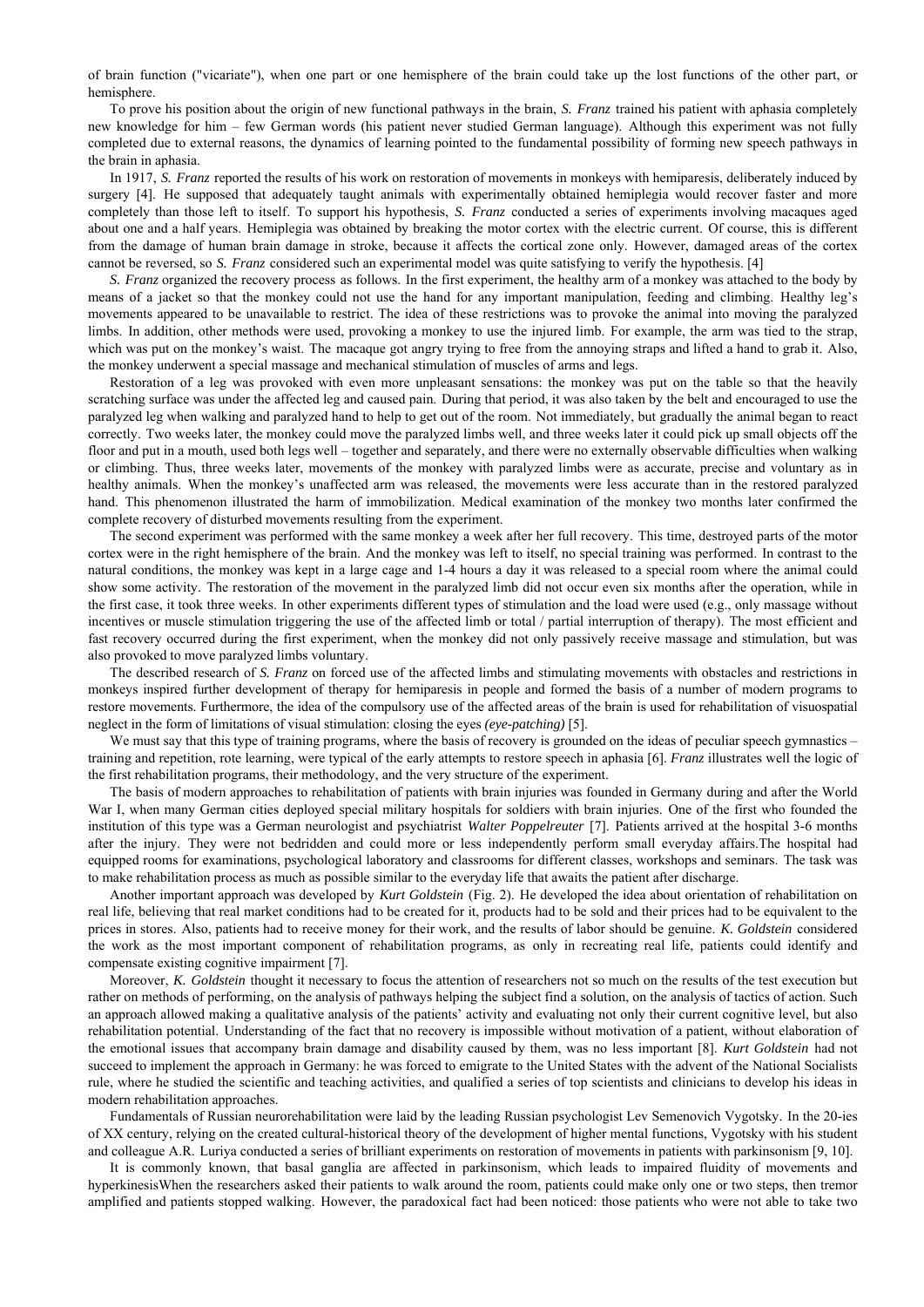of brain function ("vicariate"), when one part or one hemisphere of the brain could take up the lost functions of the other part, or hemisphere.

To prove his position about the origin of new functional pathways in the brain, *S. Franz* trained his patient with aphasia completely new knowledge for him – few German words (his patient never studied German language). Although this experiment was not fully completed due to external reasons, the dynamics of learning pointed to the fundamental possibility of forming new speech pathways in the brain in aphasia.

In 1917, *S. Franz* reported the results of his work on restoration of movements in monkeys with hemiparesis, deliberately induced by surgery [4]. He supposed that adequately taught animals with experimentally obtained hemiplegia would recover faster and more completely than those left to itself. To support his hypothesis, *S. Franz* conducted a series of experiments involving macaques aged about one and a half years. Hemiplegia was obtained by breaking the motor cortex with the electric current. Of course, this is different from the damage of human brain damage in stroke, because it affects the cortical zone only. However, damaged areas of the cortex cannot be reversed, so *S. Franz* considered such an experimental model was quite satisfying to verify the hypothesis. [4]

*S. Franz* organized the recovery process as follows. In the first experiment, the healthy arm of a monkey was attached to the body by means of a jacket so that the monkey could not use the hand for any important manipulation, feeding and climbing. Healthy leg's movements appeared to be unavailable to restrict. The idea of these restrictions was to provoke the animal into moving the paralyzed limbs. In addition, other methods were used, provoking a monkey to use the injured limb. For example, the arm was tied to the strap, which was put on the monkey's waist. The macaque got angry trying to free from the annoying straps and lifted a hand to grab it. Also, the monkey underwent a special massage and mechanical stimulation of muscles of arms and legs.

Restoration of a leg was provoked with even more unpleasant sensations: the monkey was put on the table so that the heavily scratching surface was under the affected leg and caused pain. During that period, it was also taken by the belt and encouraged to use the paralyzed leg when walking and paralyzed hand to help to get out of the room. Not immediately, but gradually the animal began to react correctly. Two weeks later, the monkey could move the paralyzed limbs well, and three weeks later it could pick up small objects off the floor and put in a mouth, used both legs well – together and separately, and there were no externally observable difficulties when walking or climbing. Thus, three weeks later, movements of the monkey with paralyzed limbs were as accurate, precise and voluntary as in healthy animals. When the monkey's unaffected arm was released, the movements were less accurate than in the restored paralyzed hand. This phenomenon illustrated the harm of immobilization. Medical examination of the monkey two months later confirmed the complete recovery of disturbed movements resulting from the experiment.

The second experiment was performed with the same monkey a week after her full recovery. This time, destroyed parts of the motor cortex were in the right hemisphere of the brain. And the monkey was left to itself, no special training was performed. In contrast to the natural conditions, the monkey was kept in a large cage and 1-4 hours a day it was released to a special room where the animal could show some activity. The restoration of the movement in the paralyzed limb did not occur even six months after the operation, while in the first case, it took three weeks. In other experiments different types of stimulation and the load were used (e.g., only massage without incentives or muscle stimulation triggering the use of the affected limb or total / partial interruption of therapy). The most efficient and fast recovery occurred during the first experiment, when the monkey did not only passively receive massage and stimulation, but was also provoked to move paralyzed limbs voluntary.

The described research of *S. Franz* on forced use of the affected limbs and stimulating movements with obstacles and restrictions in monkeys inspired further development of therapy for hemiparesis in people and formed the basis of a number of modern programs to restore movements. Furthermore, the idea of the compulsory use of the affected areas of the brain is used for rehabilitation of visuospatial neglect in the form of limitations of visual stimulation: closing the eyes *(eye-patching)* [5].

We must say that this type of training programs, where the basis of recovery is grounded on the ideas of peculiar speech gymnastics – training and repetition, rote learning, were typical of the early attempts to restore speech in aphasia [6]. *Franz* illustrates well the logic of the first rehabilitation programs, their methodology, and the very structure of the experiment.

The basis of modern approaches to rehabilitation of patients with brain injuries was founded in Germany during and after the World War I, when many German cities deployed special military hospitals for soldiers with brain injuries. One of the first who founded the institution of this type was a German neurologist and psychiatrist *Walter Poppelreuter* [7]. Patients arrived at the hospital 3-6 months after the injury. They were not bedridden and could more or less independently perform small everyday affairs.The hospital had equipped rooms for examinations, psychological laboratory and classrooms for different classes, workshops and seminars. The task was to make rehabilitation process as much as possible similar to the everyday life that awaits the patient after discharge.

Another important approach was developed by *Kurt Goldstein* (Fig. 2). He developed the idea about orientation of rehabilitation on real life, believing that real market conditions had to be created for it, products had to be sold and their prices had to be equivalent to the prices in stores. Also, patients had to receive money for their work, and the results of labor should be genuine. *K. Goldstein* considered the work as the most important component of rehabilitation programs, as only in recreating real life, patients could identify and compensate existing cognitive impairment [7].

Moreover, *K. Goldstein* thought it necessary to focus the attention of researchers not so much on the results of the test execution but rather on methods of performing, on the analysis of pathways helping the subject find a solution, on the analysis of tactics of action. Such an approach allowed making a qualitative analysis of the patients' activity and evaluating not only their current cognitive level, but also rehabilitation potential. Understanding of the fact that no recovery is impossible without motivation of a patient, without elaboration of the emotional issues that accompany brain damage and disability caused by them, was no less important [8]. *Kurt Goldstein* had not succeed to implement the approach in Germany: he was forced to emigrate to the United States with the advent of the National Socialists rule, where he studied the scientific and teaching activities, and qualified a series of top scientists and clinicians to develop his ideas in modern rehabilitation approaches.

Fundamentals of Russian neurorehabilitation were laid by the leading Russian psychologist Lev Semenovich Vygotsky. In the 20-ies of XX century, relying on the created cultural-historical theory of the development of higher mental functions, Vygotsky with his student and colleague A.R. Luriya conducted a series of brilliant experiments on restoration of movements in patients with parkinsonism [9, 10].

It is commonly known, that basal ganglia are affected in parkinsonism, which leads to impaired fluidity of movements and hyperkinesisWhen the researchers asked their patients to walk around the room, patients could make only one or two steps, then tremor amplified and patients stopped walking. However, the paradoxical fact had been noticed: those patients who were not able to take two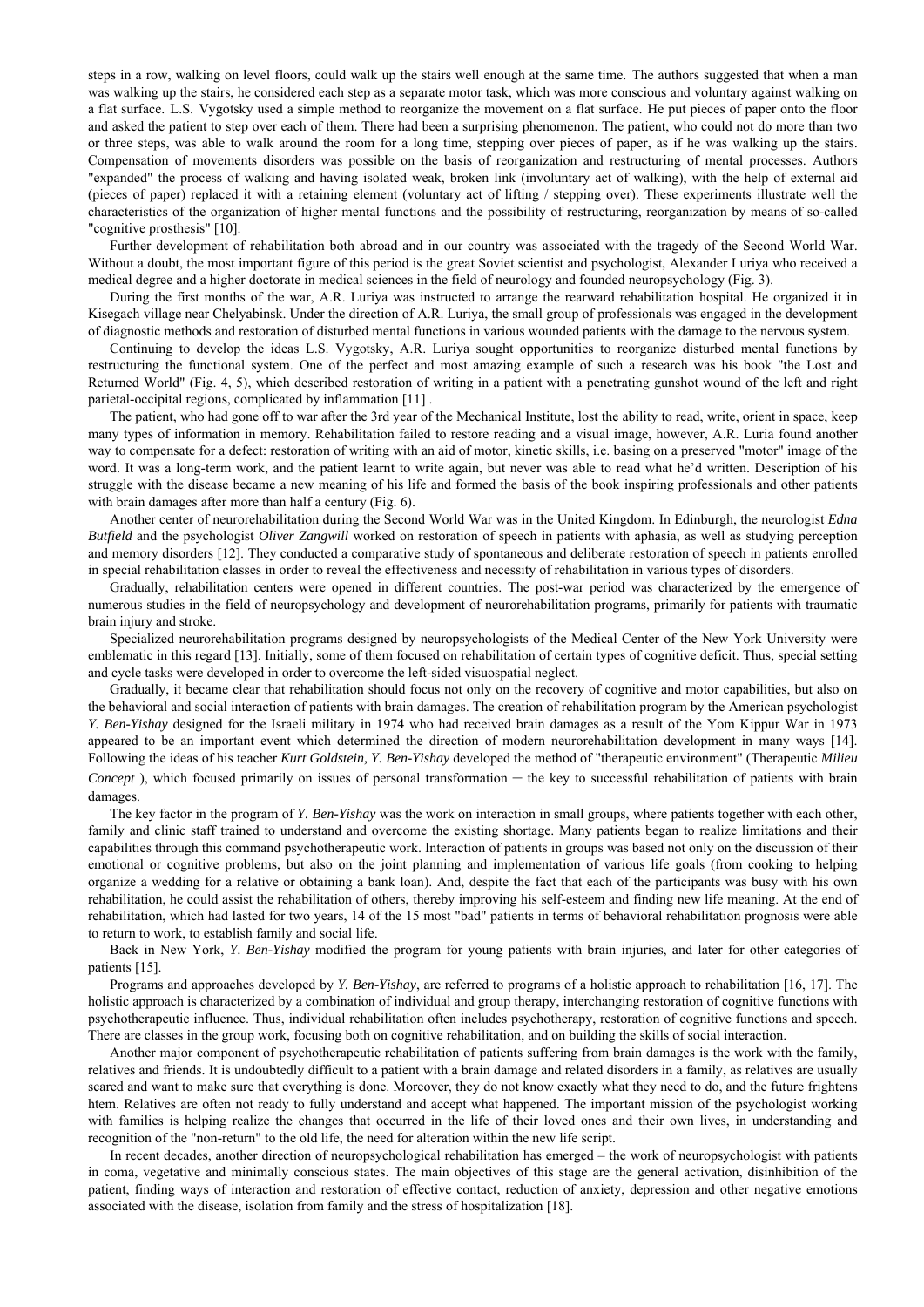steps in a row, walking on level floors, could walk up the stairs well enough at the same time. The authors suggested that when a man was walking up the stairs, he considered each step as a separate motor task, which was more conscious and voluntary against walking on a flat surface. L.S. Vygotsky used a simple method to reorganize the movement on a flat surface. He put pieces of paper onto the floor and asked the patient to step over each of them. There had been a surprising phenomenon. The patient, who could not do more than two or three steps, was able to walk around the room for a long time, stepping over pieces of paper, as if he was walking up the stairs. Compensation of movements disorders was possible on the basis of reorganization and restructuring of mental processes. Authors "expanded" the process of walking and having isolated weak, broken link (involuntary act of walking), with the help of external aid (pieces of paper) replaced it with a retaining element (voluntary act of lifting / stepping over). These experiments illustrate well the characteristics of the organization of higher mental functions and the possibility of restructuring, reorganization by means of so-called "cognitive prosthesis" [10].

Further development of rehabilitation both abroad and in our country was associated with the tragedy of the Second World War. Without a doubt, the most important figure of this period is the great Soviet scientist and psychologist, Alexander Luriya who received a medical degree and a higher doctorate in medical sciences in the field of neurology and founded neuropsychology (Fig. 3).

During the first months of the war, A.R. Luriya was instructed to arrange the rearward rehabilitation hospital. He organized it in Kisegach village near Chelyabinsk. Under the direction of A.R. Luriya, the small group of professionals was engaged in the development of diagnostic methods and restoration of disturbed mental functions in various wounded patients with the damage to the nervous system.

Continuing to develop the ideas L.S. Vygotsky, A.R. Luriya sought opportunities to reorganize disturbed mental functions by restructuring the functional system. One of the perfect and most amazing example of such a research was his book "the Lost and Returned World" (Fig. 4, 5), which described restoration of writing in a patient with a penetrating gunshot wound of the left and right parietal-occipital regions, complicated by inflammation [11] .

The patient, who had gone off to war after the 3rd year of the Mechanical Institute, lost the ability to read, write, orient in space, keep many types of information in memory. Rehabilitation failed to restore reading and a visual image, however, A.R. Luria found another way to compensate for a defect: restoration of writing with an aid of motor, kinetic skills, i.e. basing on a preserved "motor" image of the word. It was a long-term work, and the patient learnt to write again, but never was able to read what he'd written. Description of his struggle with the disease became a new meaning of his life and formed the basis of the book inspiring professionals and other patients with brain damages after more than half a century (Fig. 6).

Another center of neurorehabilitation during the Second World War was in the United Kingdom. In Edinburgh, the neurologist *Edna Butfield* and the psychologist *Oliver Zangwill* worked on restoration of speech in patients with aphasia, as well as studying perception and memory disorders [12]. They conducted a comparative study of spontaneous and deliberate restoration of speech in patients enrolled in special rehabilitation classes in order to reveal the effectiveness and necessity of rehabilitation in various types of disorders.

Gradually, rehabilitation centers were opened in different countries. The post-war period was characterized by the emergence of numerous studies in the field of neuropsychology and development of neurorehabilitation programs, primarily for patients with traumatic brain injury and stroke.

Specialized neurorehabilitation programs designed by neuropsychologists of the Medical Center of the New York University were emblematic in this regard [13]. Initially, some of them focused on rehabilitation of certain types of cognitive deficit. Thus, special setting and cycle tasks were developed in order to overcome the left-sided visuospatial neglect.

Gradually, it became clear that rehabilitation should focus not only on the recovery of cognitive and motor capabilities, but also on the behavioral and social interaction of patients with brain damages. The creation of rehabilitation program by the American psychologist *Y. Ben-Yishay* designed for the Israeli military in 1974 who had received brain damages as a result of the Yom Kippur War in 1973 appeared to be an important event which determined the direction of modern neurorehabilitation development in many ways [14]. Following the ideas of his teacher *Kurt Goldstein, Y. Ben-Yishay* developed the method of "therapeutic environment" (Therapeutic *Milieu Concept* ), which focused primarily on issues of personal transformation − the key to successful rehabilitation of patients with brain damages.

The key factor in the program of *Y. Ben-Yishay* was the work on interaction in small groups, where patients together with each other, family and clinic staff trained to understand and overcome the existing shortage. Many patients began to realize limitations and their capabilities through this command psychotherapeutic work. Interaction of patients in groups was based not only on the discussion of their emotional or cognitive problems, but also on the joint planning and implementation of various life goals (from cooking to helping organize a wedding for a relative or obtaining a bank loan). And, despite the fact that each of the participants was busy with his own rehabilitation, he could assist the rehabilitation of others, thereby improving his self-esteem and finding new life meaning. At the end of rehabilitation, which had lasted for two years, 14 of the 15 most "bad" patients in terms of behavioral rehabilitation prognosis were able to return to work, to establish family and social life.

Back in New York, *Y. Ben-Yishay* modified the program for young patients with brain injuries, and later for other categories of patients [15].

Programs and approaches developed by *Y. Ben-Yishay*, are referred to programs of a holistic approach to rehabilitation [16, 17]. The holistic approach is characterized by a combination of individual and group therapy, interchanging restoration of cognitive functions with psychotherapeutic influence. Thus, individual rehabilitation often includes psychotherapy, restoration of cognitive functions and speech. There are classes in the group work, focusing both on cognitive rehabilitation, and on building the skills of social interaction.

Another major component of psychotherapeutic rehabilitation of patients suffering from brain damages is the work with the family, relatives and friends. It is undoubtedly difficult to a patient with a brain damage and related disorders in a family, as relatives are usually scared and want to make sure that everything is done. Moreover, they do not know exactly what they need to do, and the future frightens htem. Relatives are often not ready to fully understand and accept what happened. The important mission of the psychologist working with families is helping realize the changes that occurred in the life of their loved ones and their own lives, in understanding and recognition of the "non-return" to the old life, the need for alteration within the new life script.

In recent decades, another direction of neuropsychological rehabilitation has emerged – the work of neuropsychologist with patients in coma, vegetative and minimally conscious states. The main objectives of this stage are the general activation, disinhibition of the patient, finding ways of interaction and restoration of effective contact, reduction of anxiety, depression and other negative emotions associated with the disease, isolation from family and the stress of hospitalization [18].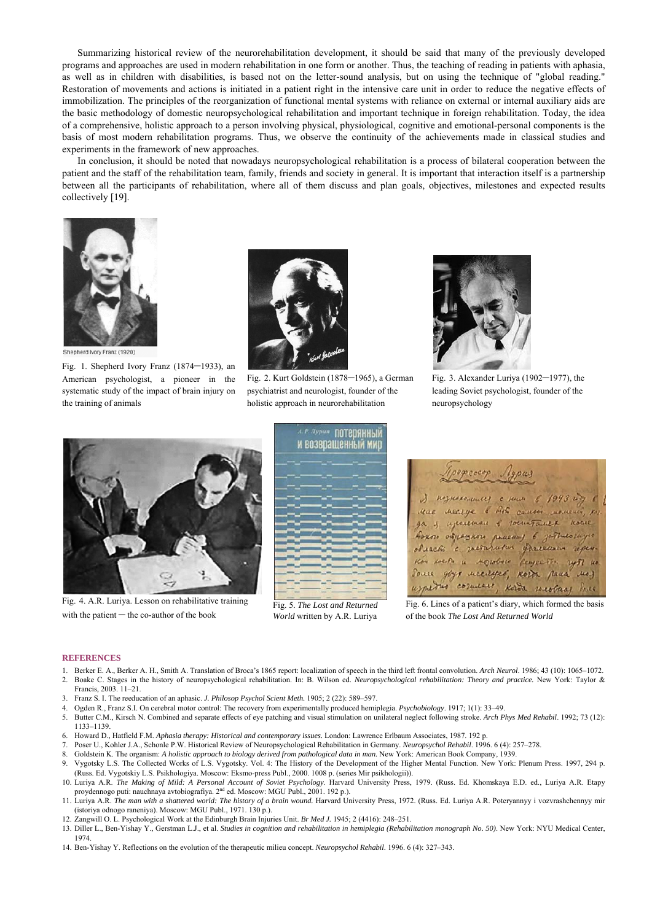Summarizing historical review of the neurorehabilitation development, it should be said that many of the previously developed programs and approaches are used in modern rehabilitation in one form or another. Thus, the teaching of reading in patients with aphasia, as well as in children with disabilities, is based not on the letter-sound analysis, but on using the technique of "global reading." Restoration of movements and actions is initiated in a patient right in the intensive care unit in order to reduce the negative effects of immobilization. The principles of the reorganization of functional mental systems with reliance on external or internal auxiliary aids are the basic methodology of domestic neuropsychological rehabilitation and important technique in foreign rehabilitation. Today, the idea of a comprehensive, holistic approach to a person involving physical, physiological, cognitive and emotional-personal components is the basis of most modern rehabilitation programs. Thus, we observe the continuity of the achievements made in classical studies and experiments in the framework of new approaches.

In conclusion, it should be noted that nowadays neuropsychological rehabilitation is a process of bilateral cooperation between the patient and the staff of the rehabilitation team, family, friends and society in general. It is important that interaction itself is a partnership between all the participants of rehabilitation, where all of them discuss and plan goals, objectives, milestones and expected results collectively [19].

Shepherd Ivory Franz (1920)

Fig. 1. Shepherd Ivory Franz (1874–1933), an American psychologist, a pioneer in the systematic study of the impact of brain injury on the training of animals

Fig. 2. Kurt Goldstein (1878–1965), a German psychiatrist and neurologist, founder of the holistic approach in neurorehabilitation

Fig. 3. Alexander Luriya (1902–1977), the leading Soviet psychologist, founder of the neuropsychology

Fig. 4. A.R. Luriya. Lesson on rehabilitative training with the patient – the co-author of the book

Fig. 5. *The Lost and Returned World* written by A.R. Luriya

Fig. 6. Lines of a patient's diary, which formed the basis of the book *The Lost And Returned World*

## REFERENCES

1. Berker E. A., Berker A. H., Smith A. Translation of Broca's 1865 report: localization of speech in the third left frontal convolution. *Arch Neurol*. 1986; 43 (10): 1065–1072.
2. Boake C. Stages in the history of neuropsychological rehabilitation. In: B. Wilson ed. *Neuropsychological rehabilitation: Theory and practice.* New York: Taylor & Francis, 2003. 11–21.
3. Franz S. I. The reeducation of an aphasic. *J. Philosop Psychol Scient Meth.* 1905; 2 (22): 589–597.
4. Ogden R., Franz S.I. On cerebral motor control: The recovery from experimentally produced hemiplegia. *Psychobiology*. 1917; 1(1): 33–49.
5. Butter C.M., Kirsch N. Combined and separate effects of eye patching and visual stimulation on unilateral neglect following stroke. *Arch Phys Med Rehabil*. 1992; 73 (12): 1133–1139.
6. Howard D., Hatfield F.M. *Aphasia therapy: Historical and contemporary issues.* London: Lawrence Erlbaum Associates, 1987. 192 p.
7. Poser U., Kohler J.A., Schonle P.W. Historical Review of Neuropsychological Rehabilitation in Germany. *Neuropsychol Rehabil*. 1996. 6 (4): 257–278.
8. Goldstein K. The organism: *A holistic approach to biology derived from pathological data in man.* New York: American Book Company, 1939.
9. Vygotsky L.S. The Collected Works of L.S. Vygotsky. Vol. 4: The History of the Development of the Higher Mental Function. New York: Plenum Press. 1997, 294 p. (Russ. Ed. Vygotskiy L.S. Psikhologiya. Moscow: Eksmo-press Publ., 2000. 1008 p. (series Mir psikhologii)).
10. Luriya A.R. *The Making of Mild: A Personal Account of Soviet Psychology.* Harvard University Press, 1979. (Russ. Ed. Khomskaya E.D. ed., Luriya A.R. Etapy proydennogo puti: nauchnaya avtobiografiya. 2nd ed. Moscow: MGU Publ., 2001. 192 p.).
11. Luriya A.R. *The man with a shattered world: The history of a brain wound.* Harvard University Press, 1972. (Russ. Ed. Luriya A.R. Poteryannyy i vozvrashchennyy mir (istoriya odnogo raneniya). Moscow: MGU Publ., 1971. 130 p.).
12. Zangwill O. L. Psychological Work at the Edinburgh Brain Injuries Unit. *Br Med J.* 1945; 2 (4416): 248–251.
13. Diller L., Ben-Yishay Y., Gerstman L.J., et al. *Studies in cognition and rehabilitation in hemiplegia (Rehabilitation monograph No. 50)*. New York: NYU Medical Center, 1974.
14. Ben-Yishay Y. Reflections on the evolution of the therapeutic milieu concept. *Neuropsychol Rehabil*. 1996. 6 (4): 327–343.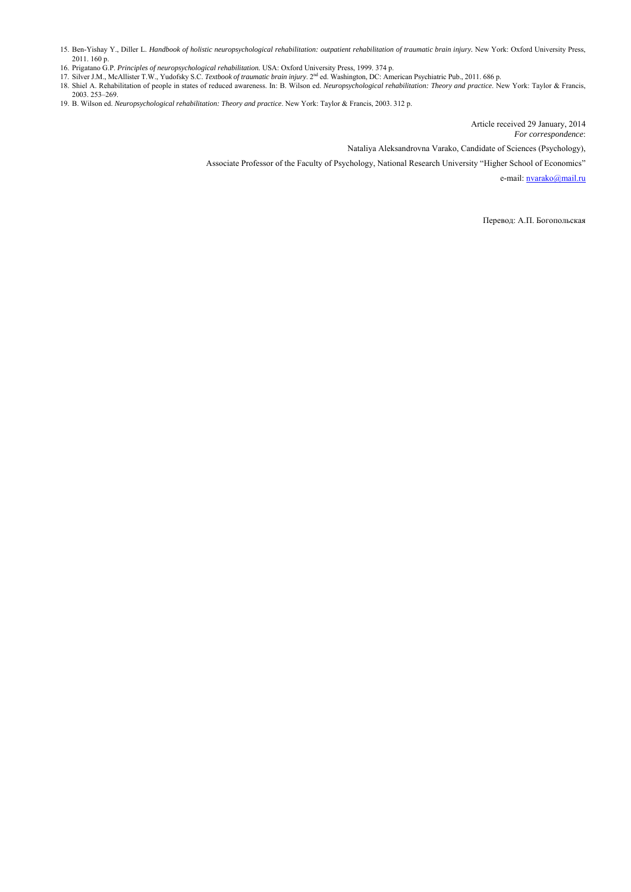15. Ben-Yishay Y., Diller L. *Handbook of holistic neuropsychological rehabilitation: outpatient rehabilitation of traumatic brain injury.* New York: Oxford University Press, 2011. 160 p.
16. Prigatano G.P. *Principles of neuropsychological rehabilitation.* USA: Oxford University Press, 1999. 374 p.
17. Silver J.M., McAllister T.W., Yudofsky S.C. *Textbook of traumatic brain injury*. 2nd ed. Washington, DC: American Psychiatric Pub., 2011. 686 p.
18. Shiel A. Rehabilitation of people in states of reduced awareness. In: B. Wilson ed. *Neuropsychological rehabilitation: Theory and practice.* New York: Taylor & Francis, 2003. 253–269.
19. B. Wilson ed. *Neuropsychological rehabilitation: Theory and practice*. New York: Taylor & Francis, 2003. 312 p.

Article received 29 January, 2014

*For correspondence*:

Nataliya Aleksandrovna Varako, Candidate of Sciences (Psychology),

Associate Professor of the Faculty of Psychology, National Research University "Higher School of Economics"

e-mail: nvarako@mail.ru

Перевод: А.П. Богопольская